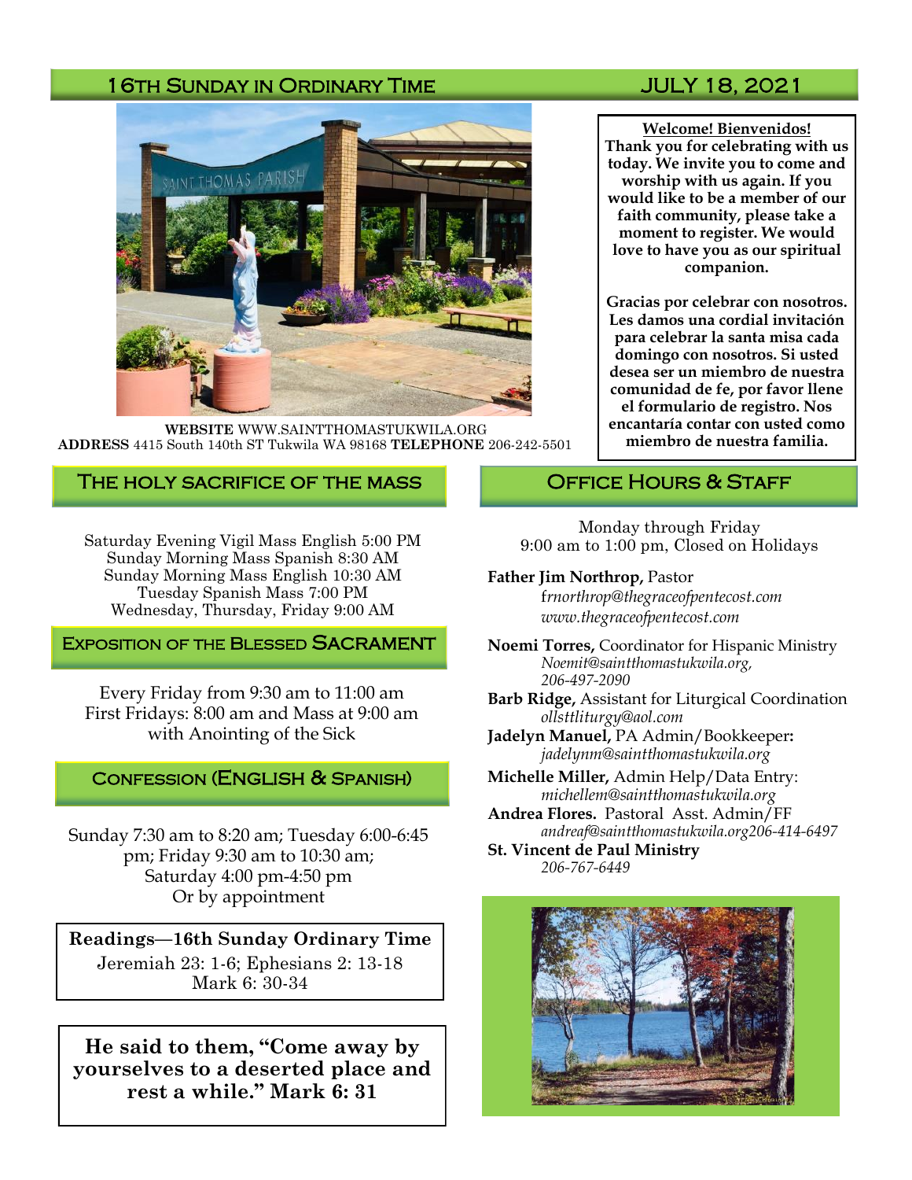## 16th Sunday in Ordinary Time — JULY 18, 2021

**WEBSITE** WWW.SAINTTHOMASTUKWILA.ORG
**ADDRESS** 4415 South 140th ST Tukwila WA 98168 **TELEPHONE** 206-242-5501

**Welcome! Bienvenidos!**
**Thank you for celebrating with us today. We invite you to come and worship with us again. If you would like to be a member of our faith community, please take a moment to register. We would love to have you as our spiritual companion.**

**Gracias por celebrar con nosotros. Les damos una cordial invitación para celebrar la santa misa cada domingo con nosotros. Si usted desea ser un miembro de nuestra comunidad de fe, por favor llene el formulario de registro. Nos encantaría contar con usted como miembro de nuestra familia.**

## The Holy Sacrifice of the Mass

Saturday Evening Vigil Mass English 5:00 PM
Sunday Morning Mass Spanish 8:30 AM
Sunday Morning Mass English 10:30 AM
Tuesday Spanish Mass 7:00 PM
Wednesday, Thursday, Friday 9:00 AM

## Exposition of the Blessed Sacrament

Every Friday from 9:30 am to 11:00 am
First Fridays: 8:00 am and Mass at 9:00 am with Anointing of the Sick

## Confession (English & Spanish)

Sunday 7:30 am to 8:20 am; Tuesday 6:00-6:45 pm; Friday 9:30 am to 10:30 am; Saturday 4:00 pm-4:50 pm
Or by appointment

**Readings—16th Sunday Ordinary Time**
Jeremiah 23: 1-6; Ephesians 2: 13-18
Mark 6: 30-34

**He said to them, "Come away by yourselves to a deserted place and rest a while." Mark 6: 31**

## Office Hours & Staff

Monday through Friday
9:00 am to 1:00 pm, Closed on Holidays

**Father Jim Northrop,** Pastor
*frnorthrop@thegraceofpentecost.com*
*www.thegraceofpentecost.com*

**Noemi Torres,** Coordinator for Hispanic Ministry
*Noemit@saintthomastukwila.org, 206-497-2090*

**Barb Ridge,** Assistant for Liturgical Coordination
*ollsttliturgy@aol.com*

**Jadelyn Manuel,** PA Admin/Bookkeeper**:**
*jadelynm@saintthomastukwila.org*

**Michelle Miller,** Admin Help/Data Entry:
*michellem@saintthomastukwila.org*

**Andrea Flores.** Pastoral Asst. Admin/FF
*andreaf@saintthomastukwila.org206-414-6497*

**St. Vincent de Paul Ministry**
*206-767-6449*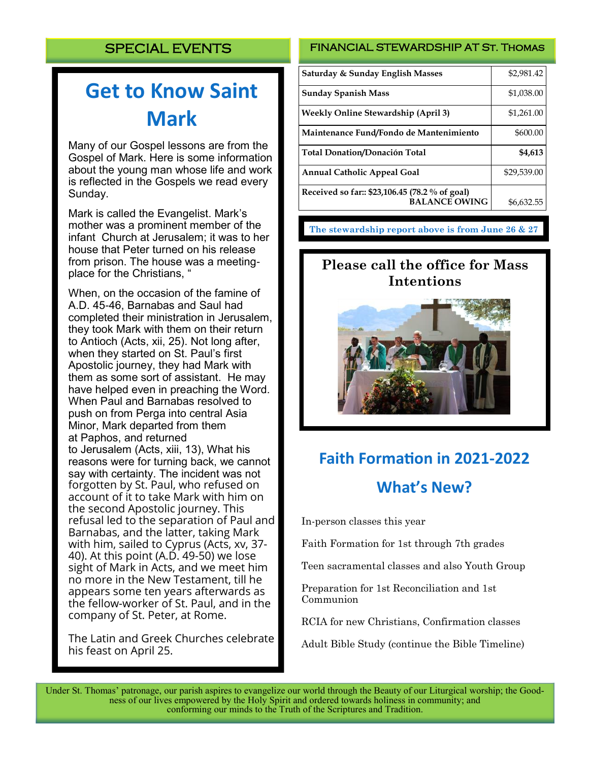## SPECIAL EVENTS

# Get to Know Saint Mark

Many of our Gospel lessons are from the Gospel of Mark. Here is some information about the young man whose life and work is reflected in the Gospels we read every Sunday.

Mark is called the Evangelist. Mark's mother was a prominent member of the infant Church at Jerusalem; it was to her house that Peter turned on his release from prison. The house was a meeting-place for the Christians, "

When, on the occasion of the famine of A.D. 45-46, Barnabas and Saul had completed their ministration in Jerusalem, they took Mark with them on their return to Antioch (Acts, xii, 25). Not long after, when they started on St. Paul's first Apostolic journey, they had Mark with them as some sort of assistant. He may have helped even in preaching the Word. When Paul and Barnabas resolved to push on from Perga into central Asia Minor, Mark departed from them at Paphos, and returned to Jerusalem (Acts, xiii, 13), What his reasons were for turning back, we cannot say with certainty. The incident was not forgotten by St. Paul, who refused on account of it to take Mark with him on the second Apostolic journey. This refusal led to the separation of Paul and Barnabas, and the latter, taking Mark with him, sailed to Cyprus (Acts, xv, 37-40). At this point (A.D. 49-50) we lose sight of Mark in Acts, and we meet him no more in the New Testament, till he appears some ten years afterwards as the fellow-worker of St. Paul, and in the company of St. Peter, at Rome.

The Latin and Greek Churches celebrate his feast on April 25.

## FINANCIAL STEWARDSHIP AT St. Thomas

| | |
|---|---|
| **Saturday & Sunday English Masses** | $2,981.42 |
| **Sunday Spanish Mass** | $1,038.00 |
| **Weekly Online Stewardship (April 3)** | $1,261.00 |
| **Maintenance Fund/Fondo de Mantenimiento** | $600.00 |
| **Total Donation/Donación Total** | **$4,613** |
| **Annual Catholic Appeal Goal** | $29,539.00 |
| **Received so far:: $23,106.45 (78.2 % of goal) BALANCE OWING** | $6,632.55 |

**The stewardship report above is from June 26 & 27**

**Please call the office for Mass Intentions**

## Faith Formation in 2021-2022

## What's New?

In-person classes this year

Faith Formation for 1st through 7th grades

Teen sacramental classes and also Youth Group

Preparation for 1st Reconciliation and 1st Communion

RCIA for new Christians, Confirmation classes

Adult Bible Study (continue the Bible Timeline)

Under St. Thomas' patronage, our parish aspires to evangelize our world through the Beauty of our Liturgical worship; the Goodness of our lives empowered by the Holy Spirit and ordered towards holiness in community; and conforming our minds to the Truth of the Scriptures and Tradition.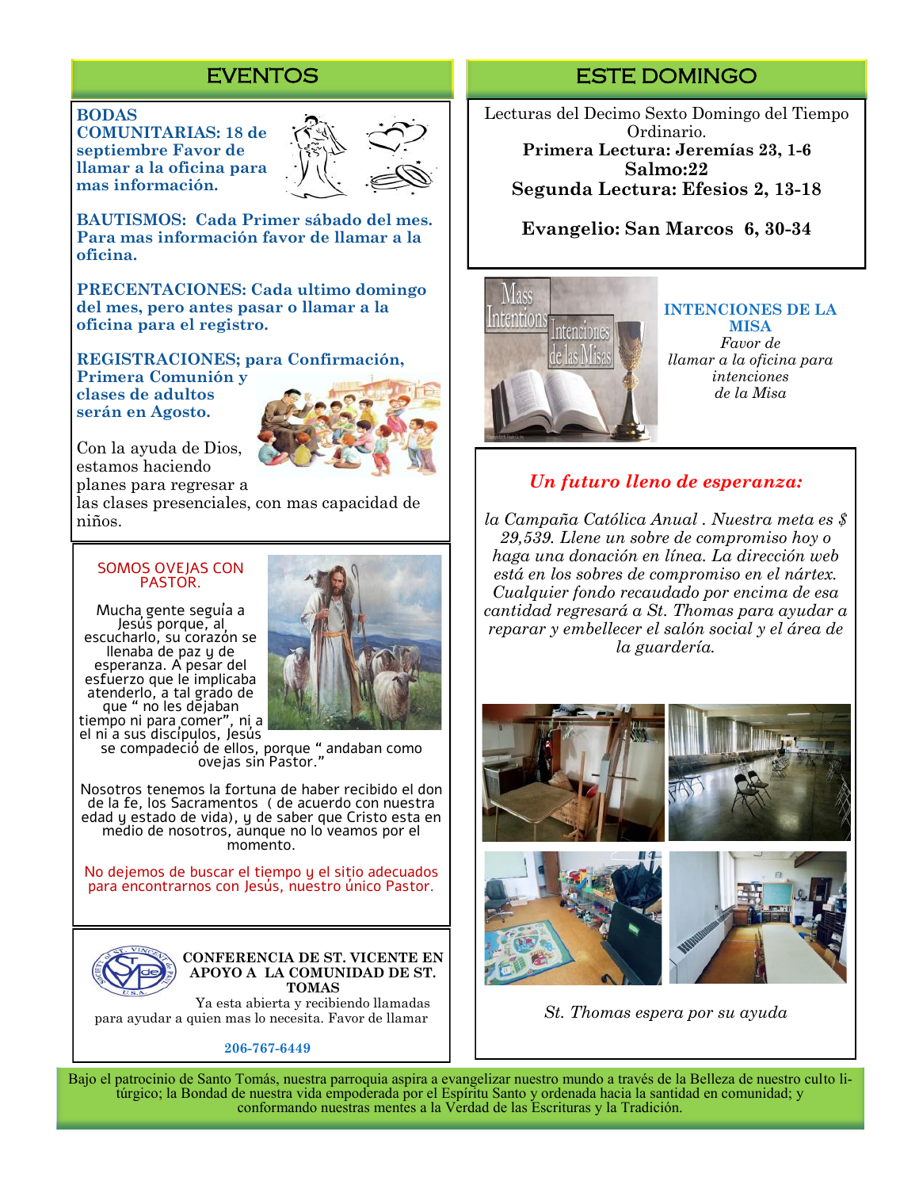## EVENTOS

**BODAS COMUNITARIAS: 18 de septiembre Favor de llamar a la oficina para mas información.**

**BAUTISMOS: Cada Primer sábado del mes. Para mas información favor de llamar a la oficina.**

**PRECENTACIONES: Cada ultimo domingo del mes, pero antes pasar o llamar a la oficina para el registro.**

**REGISTRACIONES; para Confirmación, Primera Comunión y clases de adultos serán en Agosto.**

Con la ayuda de Dios, estamos haciendo planes para regresar a las clases presenciales, con mas capacidad de niños.

### SOMOS OVEJAS CON PASTOR.

Mucha gente seguía a Jesús porque, al escucharlo, su corazón se llenaba de paz y de esperanza. A pesar del esfuerzo que le implicaba atenderlo, a tal grado de que " no les dejaban tiempo ni para comer", ni a el ni a sus discípulos, Jesús se compadeció de ellos, porque " andaban como ovejas sin Pastor."

Nosotros tenemos la fortuna de haber recibido el don de la fe, los Sacramentos ( de acuerdo con nuestra edad y estado de vida), y de saber que Cristo esta en medio de nosotros, aunque no lo veamos por el momento.

No dejemos de buscar el tiempo y el sitio adecuados para encontrarnos con Jesús, nuestro único Pastor.

**CONFERENCIA DE ST. VICENTE EN APOYO A LA COMUNIDAD DE ST. TOMAS**

Ya esta abierta y recibiendo llamadas para ayudar a quien mas lo necesita. Favor de llamar

**206-767-6449**

## ESTE DOMINGO

Lecturas del Decimo Sexto Domingo del Tiempo Ordinario.

**Primera Lectura: Jeremías 23, 1-6**

**Salmo:22**

**Segunda Lectura: Efesios 2, 13-18**

**Evangelio: San Marcos 6, 30-34**

**INTENCIONES DE LA MISA**

*Favor de llamar a la oficina para intenciones de la Misa*

### *Un futuro lleno de esperanza:*

*la Campaña Católica Anual . Nuestra meta es $ 29,539. Llene un sobre de compromiso hoy o haga una donación en línea. La dirección web está en los sobres de compromiso en el nártex. Cualquier fondo recaudado por encima de esa cantidad regresará a St. Thomas para ayudar a reparar y embellecer el salón social y el área de la guardería.*

*St. Thomas espera por su ayuda*

Bajo el patrocinio de Santo Tomás, nuestra parroquia aspira a evangelizar nuestro mundo a través de la Belleza de nuestro culto litúrgico; la Bondad de nuestra vida empoderada por el Espíritu Santo y ordenada hacia la santidad en comunidad; y conformando nuestras mentes a la Verdad de las Escrituras y la Tradición.